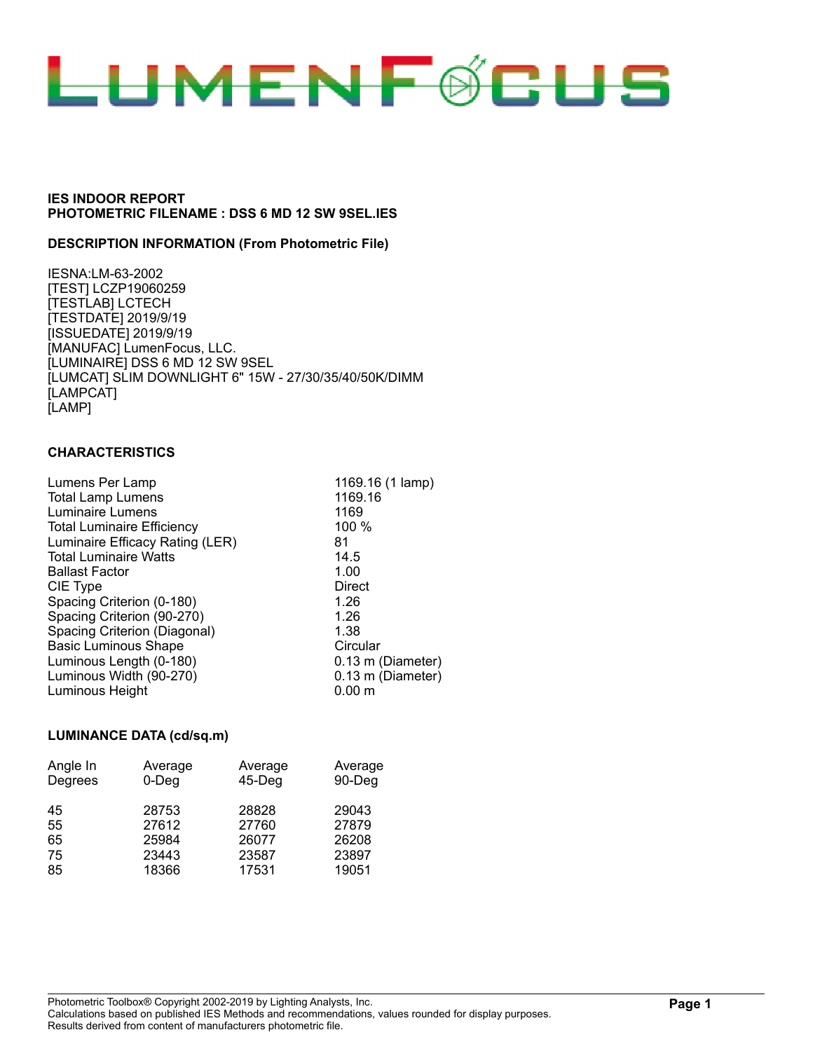# LUMENFOCUS

**IES INDOOR REPORT**
**PHOTOMETRIC FILENAME : DSS 6 MD 12 SW 9SEL.IES**

**DESCRIPTION INFORMATION (From Photometric File)**

IESNA:LM-63-2002
[TEST] LCZP19060259
[TESTLAB] LCTECH
[TESTDATE] 2019/9/19
[ISSUEDATE] 2019/9/19
[MANUFAC] LumenFocus, LLC.
[LUMINAIRE] DSS 6 MD 12 SW 9SEL
[LUMCAT] SLIM DOWNLIGHT 6" 15W - 27/30/35/40/50K/DIMM
[LAMPCAT]
[LAMP]

**CHARACTERISTICS**

| | |
|---|---|
| Lumens Per Lamp | 1169.16 (1 lamp) |
| Total Lamp Lumens | 1169.16 |
| Luminaire Lumens | 1169 |
| Total Luminaire Efficiency | 100 % |
| Luminaire Efficacy Rating (LER) | 81 |
| Total Luminaire Watts | 14.5 |
| Ballast Factor | 1.00 |
| CIE Type | Direct |
| Spacing Criterion (0-180) | 1.26 |
| Spacing Criterion (90-270) | 1.26 |
| Spacing Criterion (Diagonal) | 1.38 |
| Basic Luminous Shape | Circular |
| Luminous Length (0-180) | 0.13 m (Diameter) |
| Luminous Width (90-270) | 0.13 m (Diameter) |
| Luminous Height | 0.00 m |

**LUMINANCE DATA (cd/sq.m)**

| Angle In Degrees | Average 0-Deg | Average 45-Deg | Average 90-Deg |
|---|---|---|---|
| 45 | 28753 | 28828 | 29043 |
| 55 | 27612 | 27760 | 27879 |
| 65 | 25984 | 26077 | 26208 |
| 75 | 23443 | 23587 | 23897 |
| 85 | 18366 | 17531 | 19051 |

Photometric Toolbox® Copyright 2002-2019 by Lighting Analysts, Inc.
Calculations based on published IES Methods and recommendations, values rounded for display purposes.
Results derived from content of manufacturers photometric file.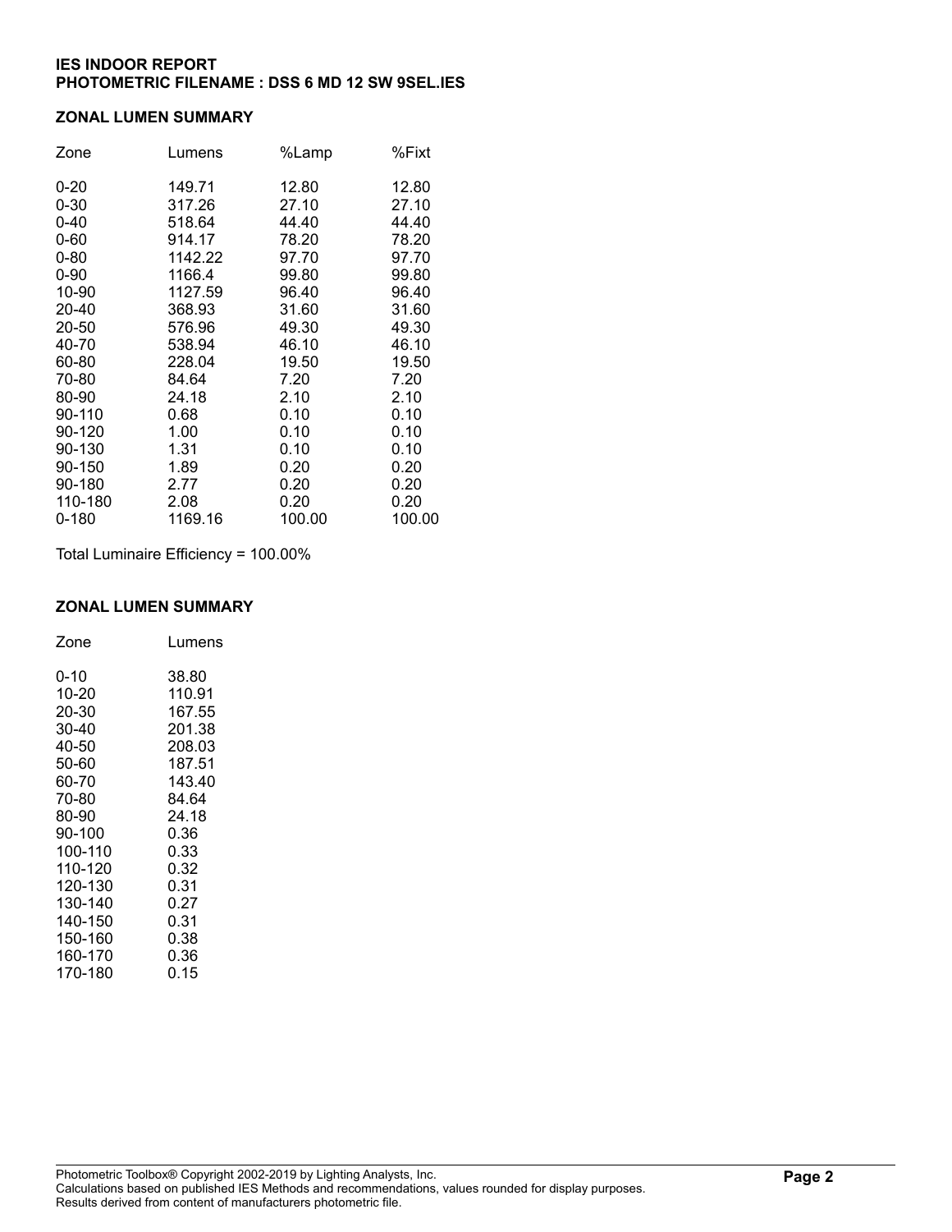**IES INDOOR REPORT**
**PHOTOMETRIC FILENAME : DSS 6 MD 12 SW 9SEL.IES**

## ZONAL LUMEN SUMMARY

| Zone | Lumens | %Lamp | %Fixt |
|---|---|---|---|
| 0-20 | 149.71 | 12.80 | 12.80 |
| 0-30 | 317.26 | 27.10 | 27.10 |
| 0-40 | 518.64 | 44.40 | 44.40 |
| 0-60 | 914.17 | 78.20 | 78.20 |
| 0-80 | 1142.22 | 97.70 | 97.70 |
| 0-90 | 1166.4 | 99.80 | 99.80 |
| 10-90 | 1127.59 | 96.40 | 96.40 |
| 20-40 | 368.93 | 31.60 | 31.60 |
| 20-50 | 576.96 | 49.30 | 49.30 |
| 40-70 | 538.94 | 46.10 | 46.10 |
| 60-80 | 228.04 | 19.50 | 19.50 |
| 70-80 | 84.64 | 7.20 | 7.20 |
| 80-90 | 24.18 | 2.10 | 2.10 |
| 90-110 | 0.68 | 0.10 | 0.10 |
| 90-120 | 1.00 | 0.10 | 0.10 |
| 90-130 | 1.31 | 0.10 | 0.10 |
| 90-150 | 1.89 | 0.20 | 0.20 |
| 90-180 | 2.77 | 0.20 | 0.20 |
| 110-180 | 2.08 | 0.20 | 0.20 |
| 0-180 | 1169.16 | 100.00 | 100.00 |

Total Luminaire Efficiency = 100.00%

## ZONAL LUMEN SUMMARY

| Zone | Lumens |
|---|---|
| 0-10 | 38.80 |
| 10-20 | 110.91 |
| 20-30 | 167.55 |
| 30-40 | 201.38 |
| 40-50 | 208.03 |
| 50-60 | 187.51 |
| 60-70 | 143.40 |
| 70-80 | 84.64 |
| 80-90 | 24.18 |
| 90-100 | 0.36 |
| 100-110 | 0.33 |
| 110-120 | 0.32 |
| 120-130 | 0.31 |
| 130-140 | 0.27 |
| 140-150 | 0.31 |
| 150-160 | 0.38 |
| 160-170 | 0.36 |
| 170-180 | 0.15 |

Photometric Toolbox® Copyright 2002-2019 by Lighting Analysts, Inc.
Calculations based on published IES Methods and recommendations, values rounded for display purposes.
Results derived from content of manufacturers photometric file.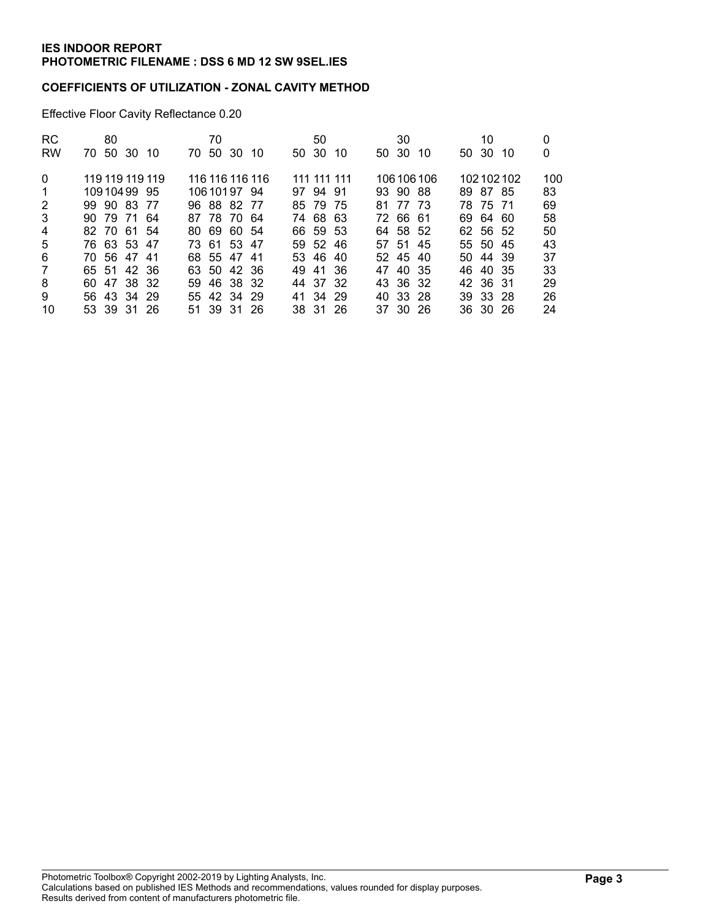**IES INDOOR REPORT**
**PHOTOMETRIC FILENAME : DSS 6 MD 12 SW 9SEL.IES**

**COEFFICIENTS OF UTILIZATION - ZONAL CAVITY METHOD**

Effective Floor Cavity Reflectance 0.20

| RC | 80 | | | | 70 | | | | 50 | | | 30 | | | 10 | | | 0 |
|---|---|---|---|---|---|---|---|---|---|---|---|---|---|---|---|---|---|---|
| RW | 70 | 50 | 30 | 10 | 70 | 50 | 30 | 10 | 50 | 30 | 10 | 50 | 30 | 10 | 50 | 30 | 10 | 0 |
| 0 | 119 | 119 | 119 | 119 | 116 | 116 | 116 | 116 | 111 | 111 | 111 | 106 | 106 | 106 | 102 | 102 | 102 | 100 |
| 1 | 109 | 104 | 99 | 95 | 106 | 101 | 97 | 94 | 97 | 94 | 91 | 93 | 90 | 88 | 89 | 87 | 85 | 83 |
| 2 | 99 | 90 | 83 | 77 | 96 | 88 | 82 | 77 | 85 | 79 | 75 | 81 | 77 | 73 | 78 | 75 | 71 | 69 |
| 3 | 90 | 79 | 71 | 64 | 87 | 78 | 70 | 64 | 74 | 68 | 63 | 72 | 66 | 61 | 69 | 64 | 60 | 58 |
| 4 | 82 | 70 | 61 | 54 | 80 | 69 | 60 | 54 | 66 | 59 | 53 | 64 | 58 | 52 | 62 | 56 | 52 | 50 |
| 5 | 76 | 63 | 53 | 47 | 73 | 61 | 53 | 47 | 59 | 52 | 46 | 57 | 51 | 45 | 55 | 50 | 45 | 43 |
| 6 | 70 | 56 | 47 | 41 | 68 | 55 | 47 | 41 | 53 | 46 | 40 | 52 | 45 | 40 | 50 | 44 | 39 | 37 |
| 7 | 65 | 51 | 42 | 36 | 63 | 50 | 42 | 36 | 49 | 41 | 36 | 47 | 40 | 35 | 46 | 40 | 35 | 33 |
| 8 | 60 | 47 | 38 | 32 | 59 | 46 | 38 | 32 | 44 | 37 | 32 | 43 | 36 | 32 | 42 | 36 | 31 | 29 |
| 9 | 56 | 43 | 34 | 29 | 55 | 42 | 34 | 29 | 41 | 34 | 29 | 40 | 33 | 28 | 39 | 33 | 28 | 26 |
| 10 | 53 | 39 | 31 | 26 | 51 | 39 | 31 | 26 | 38 | 31 | 26 | 37 | 30 | 26 | 36 | 30 | 26 | 24 |

Photometric Toolbox® Copyright 2002-2019 by Lighting Analysts, Inc.
Calculations based on published IES Methods and recommendations, values rounded for display purposes.
Results derived from content of manufacturers photometric file.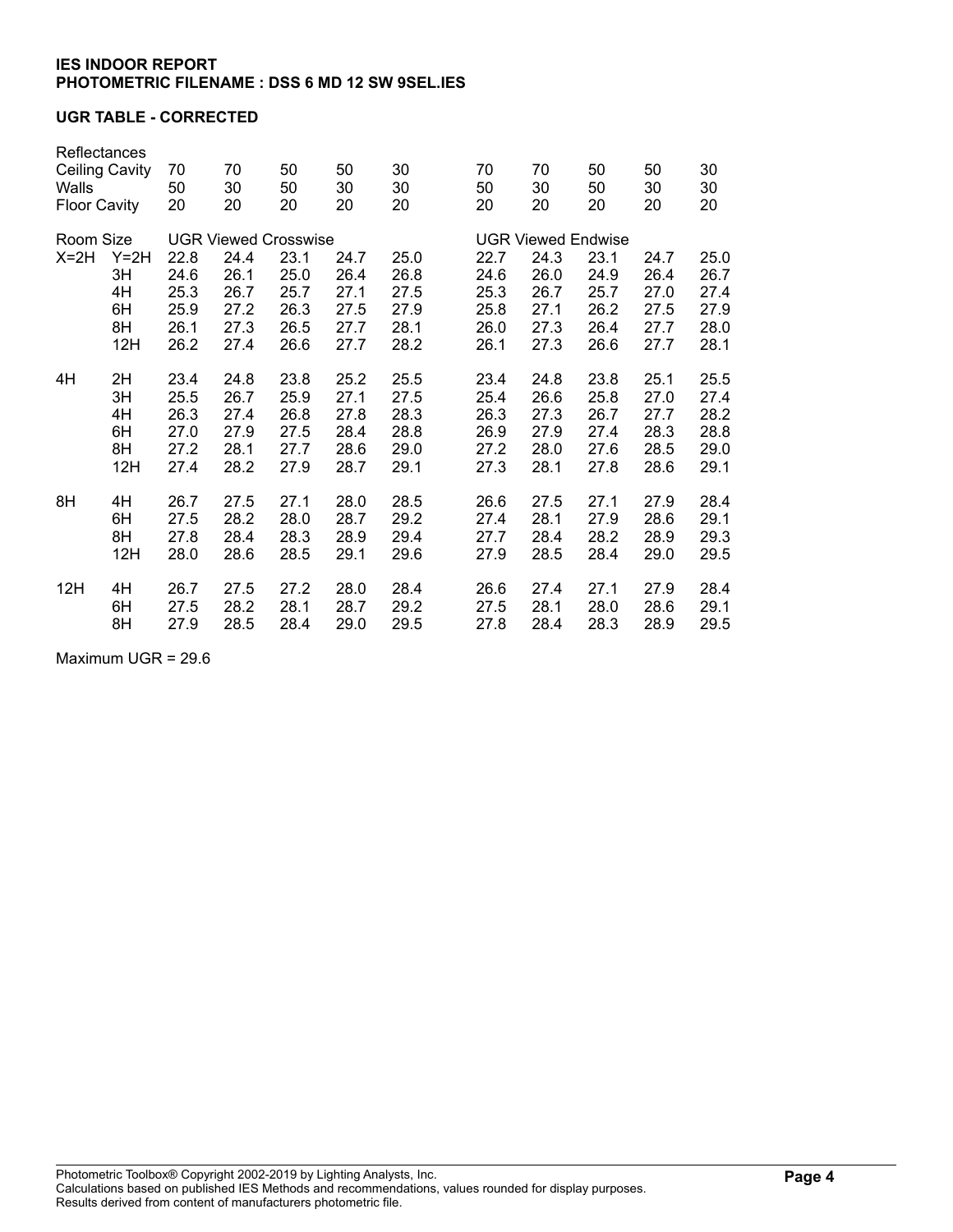**IES INDOOR REPORT**
**PHOTOMETRIC FILENAME : DSS 6 MD 12 SW 9SEL.IES**

**UGR TABLE - CORRECTED**

| Reflectances | | | | | | | | | | | |
|---|---|---|---|---|---|---|---|---|---|---|---|
| Ceiling Cavity | | 70 | 70 | 50 | 50 | 30 | 70 | 70 | 50 | 50 | 30 |
| Walls | | 50 | 30 | 50 | 30 | 30 | 50 | 30 | 50 | 30 | 30 |
| Floor Cavity | | 20 | 20 | 20 | 20 | 20 | 20 | 20 | 20 | 20 | 20 |
| Room Size | | UGR Viewed Crosswise | | | | | UGR Viewed Endwise | | | | |
| X=2H | Y=2H | 22.8 | 24.4 | 23.1 | 24.7 | 25.0 | 22.7 | 24.3 | 23.1 | 24.7 | 25.0 |
| | 3H | 24.6 | 26.1 | 25.0 | 26.4 | 26.8 | 24.6 | 26.0 | 24.9 | 26.4 | 26.7 |
| | 4H | 25.3 | 26.7 | 25.7 | 27.1 | 27.5 | 25.3 | 26.7 | 25.7 | 27.0 | 27.4 |
| | 6H | 25.9 | 27.2 | 26.3 | 27.5 | 27.9 | 25.8 | 27.1 | 26.2 | 27.5 | 27.9 |
| | 8H | 26.1 | 27.3 | 26.5 | 27.7 | 28.1 | 26.0 | 27.3 | 26.4 | 27.7 | 28.0 |
| | 12H | 26.2 | 27.4 | 26.6 | 27.7 | 28.2 | 26.1 | 27.3 | 26.6 | 27.7 | 28.1 |
| 4H | 2H | 23.4 | 24.8 | 23.8 | 25.2 | 25.5 | 23.4 | 24.8 | 23.8 | 25.1 | 25.5 |
| | 3H | 25.5 | 26.7 | 25.9 | 27.1 | 27.5 | 25.4 | 26.6 | 25.8 | 27.0 | 27.4 |
| | 4H | 26.3 | 27.4 | 26.8 | 27.8 | 28.3 | 26.3 | 27.3 | 26.7 | 27.7 | 28.2 |
| | 6H | 27.0 | 27.9 | 27.5 | 28.4 | 28.8 | 26.9 | 27.9 | 27.4 | 28.3 | 28.8 |
| | 8H | 27.2 | 28.1 | 27.7 | 28.6 | 29.0 | 27.2 | 28.0 | 27.6 | 28.5 | 29.0 |
| | 12H | 27.4 | 28.2 | 27.9 | 28.7 | 29.1 | 27.3 | 28.1 | 27.8 | 28.6 | 29.1 |
| 8H | 4H | 26.7 | 27.5 | 27.1 | 28.0 | 28.5 | 26.6 | 27.5 | 27.1 | 27.9 | 28.4 |
| | 6H | 27.5 | 28.2 | 28.0 | 28.7 | 29.2 | 27.4 | 28.1 | 27.9 | 28.6 | 29.1 |
| | 8H | 27.8 | 28.4 | 28.3 | 28.9 | 29.4 | 27.7 | 28.4 | 28.2 | 28.9 | 29.3 |
| | 12H | 28.0 | 28.6 | 28.5 | 29.1 | 29.6 | 27.9 | 28.5 | 28.4 | 29.0 | 29.5 |
| 12H | 4H | 26.7 | 27.5 | 27.2 | 28.0 | 28.4 | 26.6 | 27.4 | 27.1 | 27.9 | 28.4 |
| | 6H | 27.5 | 28.2 | 28.1 | 28.7 | 29.2 | 27.5 | 28.1 | 28.0 | 28.6 | 29.1 |
| | 8H | 27.9 | 28.5 | 28.4 | 29.0 | 29.5 | 27.8 | 28.4 | 28.3 | 28.9 | 29.5 |

Maximum UGR = 29.6

Photometric Toolbox® Copyright 2002-2019 by Lighting Analysts, Inc.
Calculations based on published IES Methods and recommendations, values rounded for display purposes.
Results derived from content of manufacturers photometric file.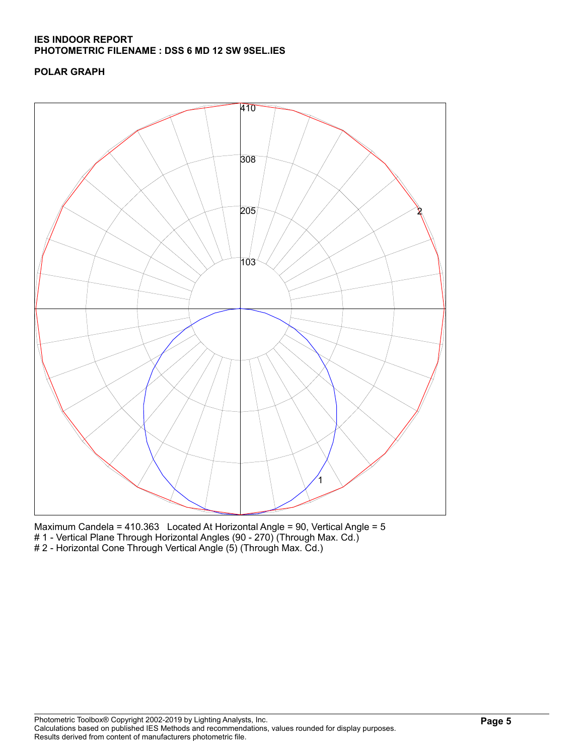**IES INDOOR REPORT**
**PHOTOMETRIC FILENAME : DSS 6 MD 12 SW 9SEL.IES**

**POLAR GRAPH**

410
308
205
103
2
1

Maximum Candela = 410.363   Located At Horizontal Angle = 90, Vertical Angle = 5
# 1 - Vertical Plane Through Horizontal Angles (90 - 270) (Through Max. Cd.)
# 2 - Horizontal Cone Through Vertical Angle (5) (Through Max. Cd.)

Photometric Toolbox® Copyright 2002-2019 by Lighting Analysts, Inc.
Calculations based on published IES Methods and recommendations, values rounded for display purposes.
Results derived from content of manufacturers photometric file.